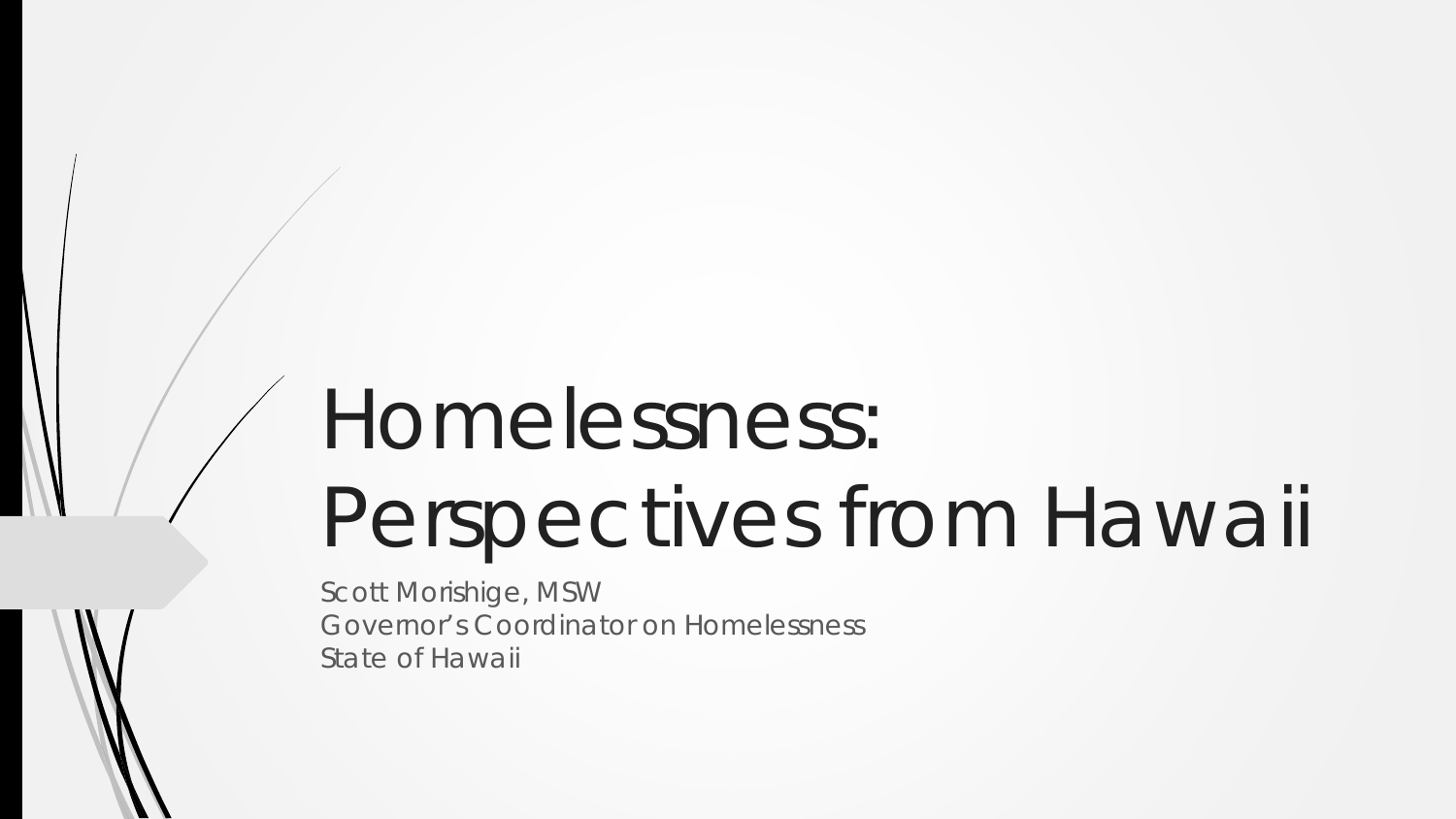# Homelessness: Perspectives from Hawaii

Scott Morishige, MSW
Governor's Coordinator on Homelessness
State of Hawaii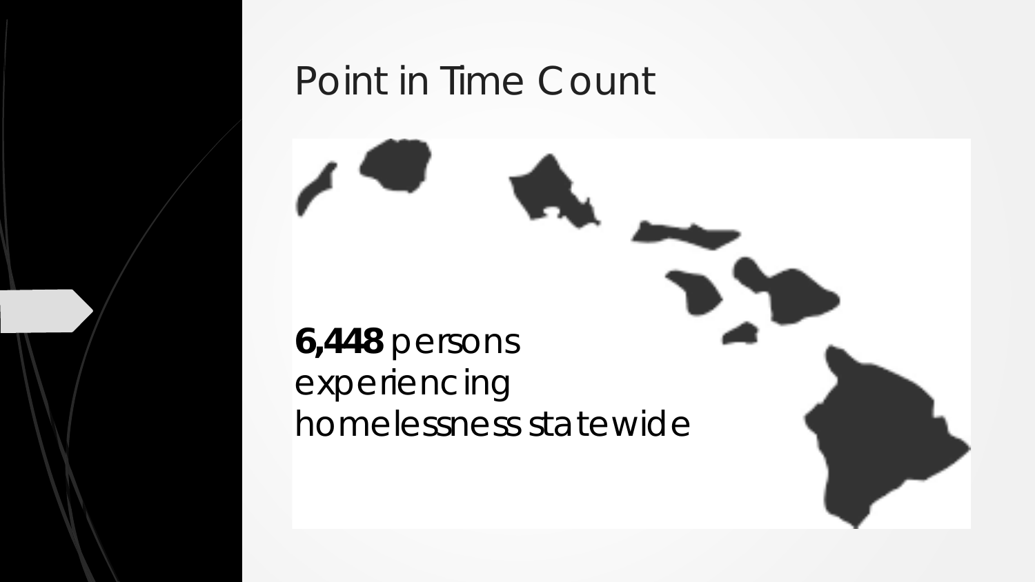# Point in Time Count

**6,448** persons experiencing homelessness statewide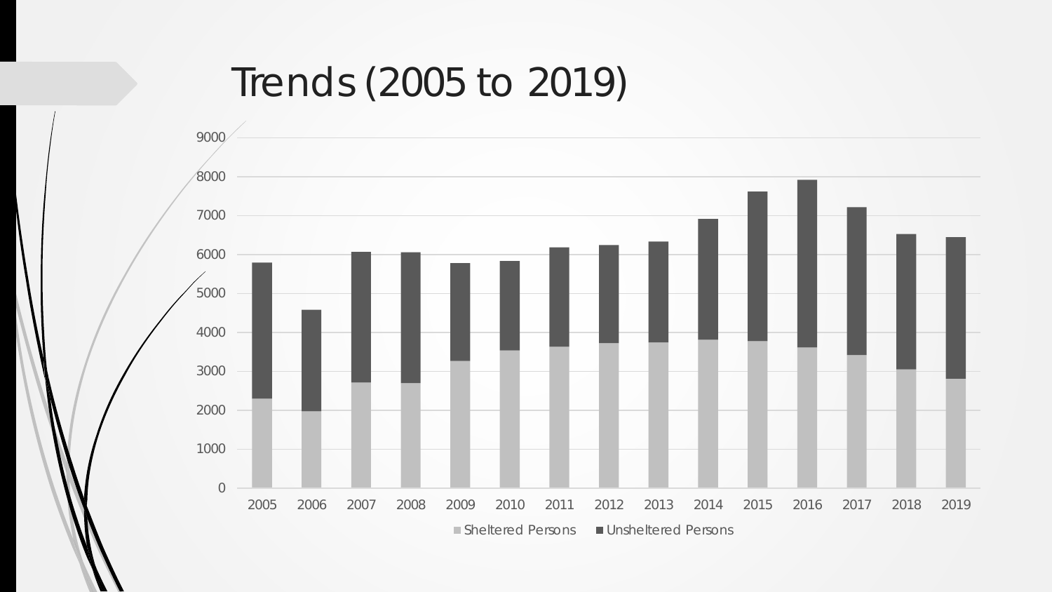# Trends (2005 to 2019)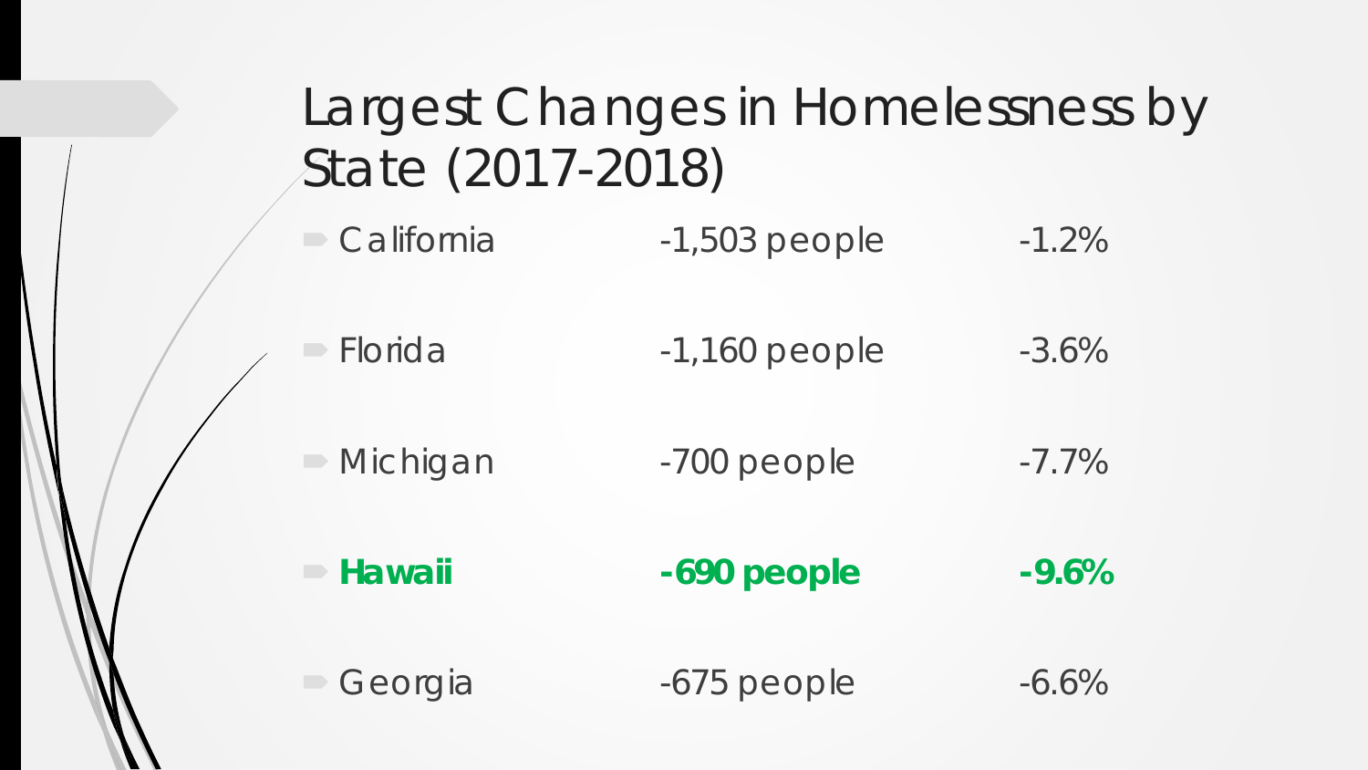# Largest Changes in Homelessness by State (2017-2018)

| State | Change | Percent |
| --- | --- | --- |
| California | -1,503 people | -1.2% |
| Florida | -1,160 people | -3.6% |
| Michigan | -700 people | -7.7% |
| **Hawaii** | **-690 people** | **-9.6%** |
| Georgia | -675 people | -6.6% |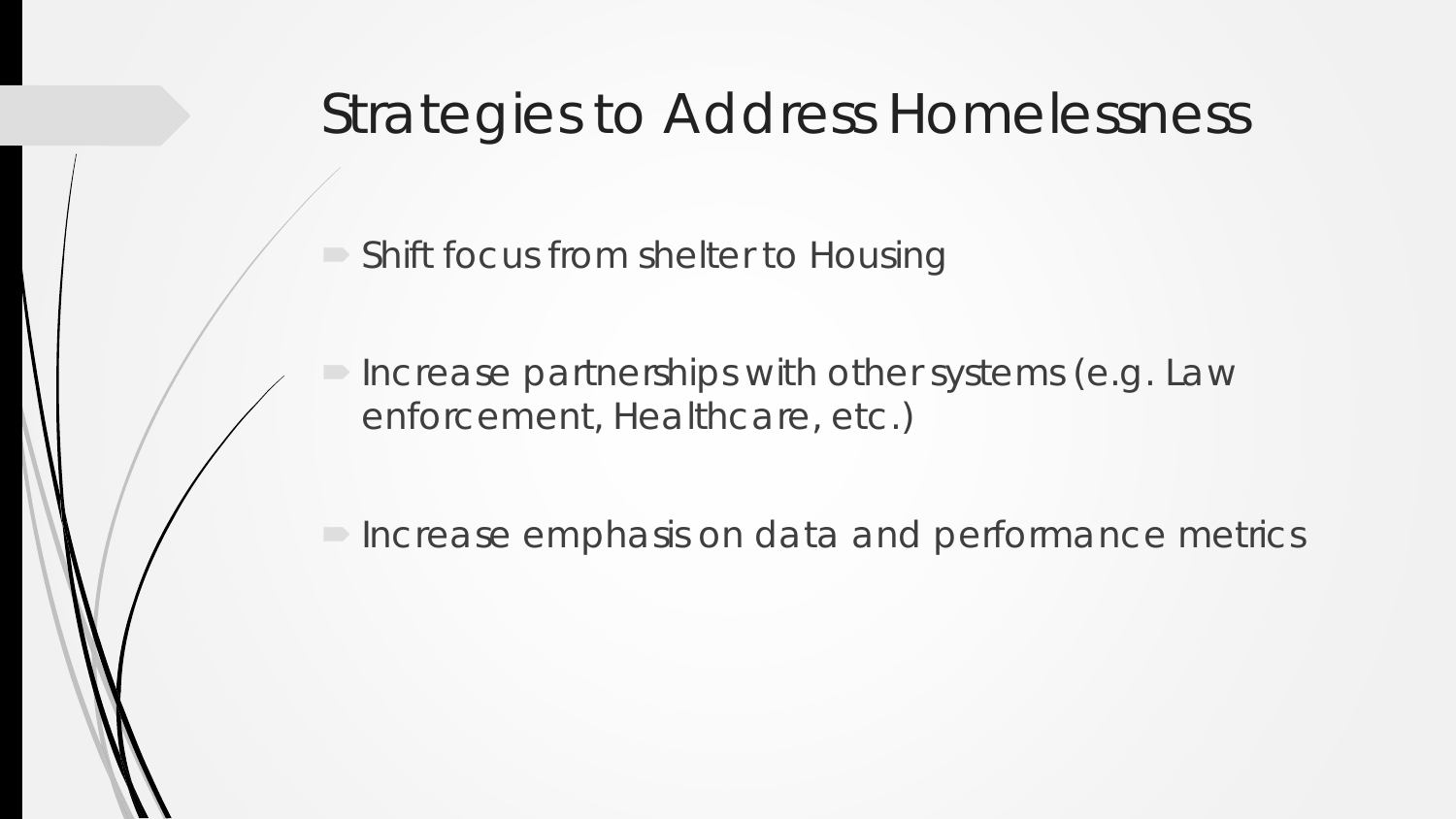# Strategies to Address Homelessness

- Shift focus from shelter to Housing
- Increase partnerships with other systems (e.g. Law enforcement, Healthcare, etc.)
- Increase emphasis on data and performance metrics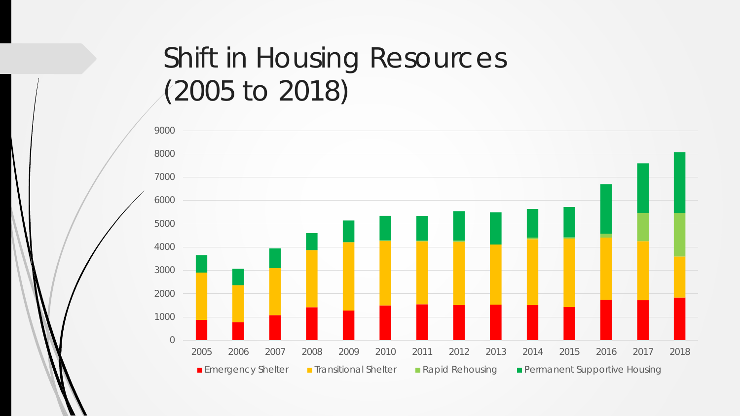# Shift in Housing Resources (2005 to 2018)

9000
8000
7000
6000
5000
4000
3000
2000
1000
0

2005 2006 2007 2008 2009 2010 2011 2012 2013 2014 2015 2016 2017 2018

Emergency Shelter · Transitional Shelter · Rapid Rehousing · Permanent Supportive Housing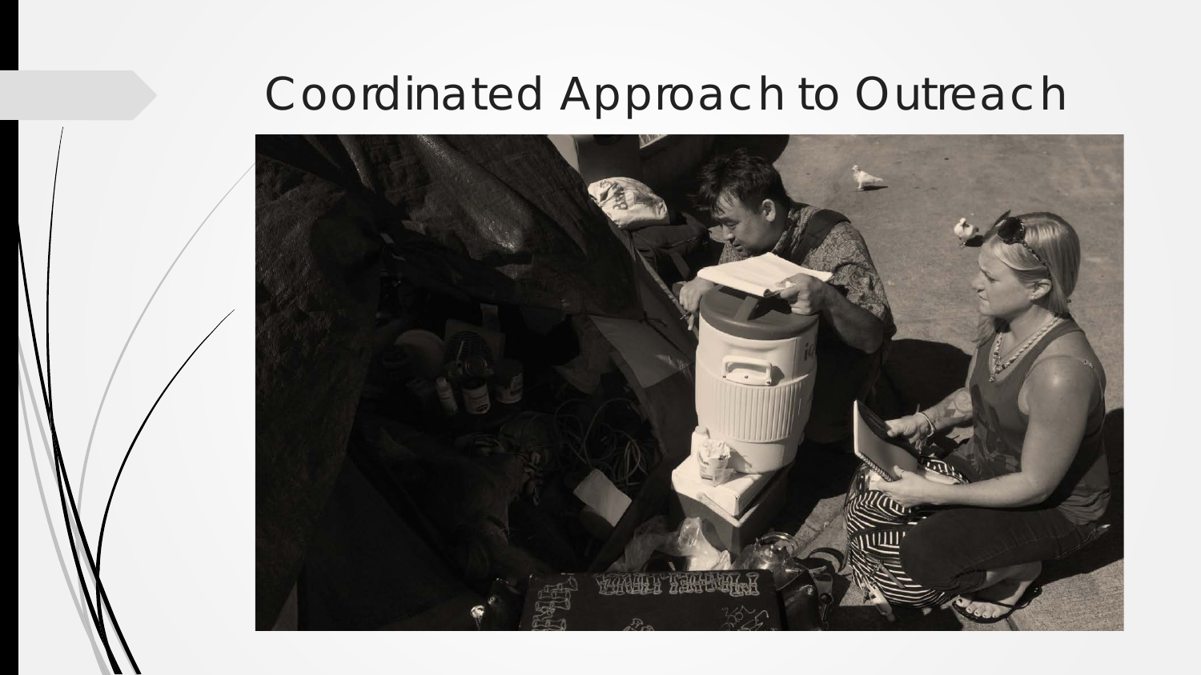# Coordinated Approach to Outreach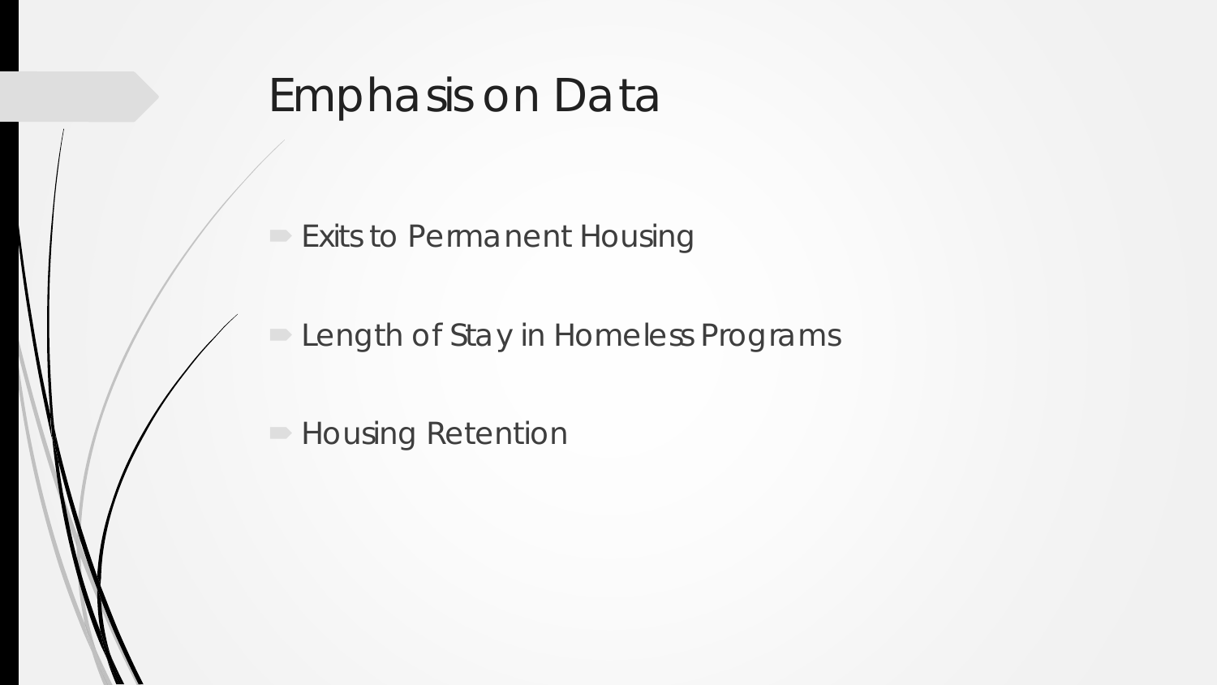# Emphasis on Data

- Exits to Permanent Housing
- Length of Stay in Homeless Programs
- Housing Retention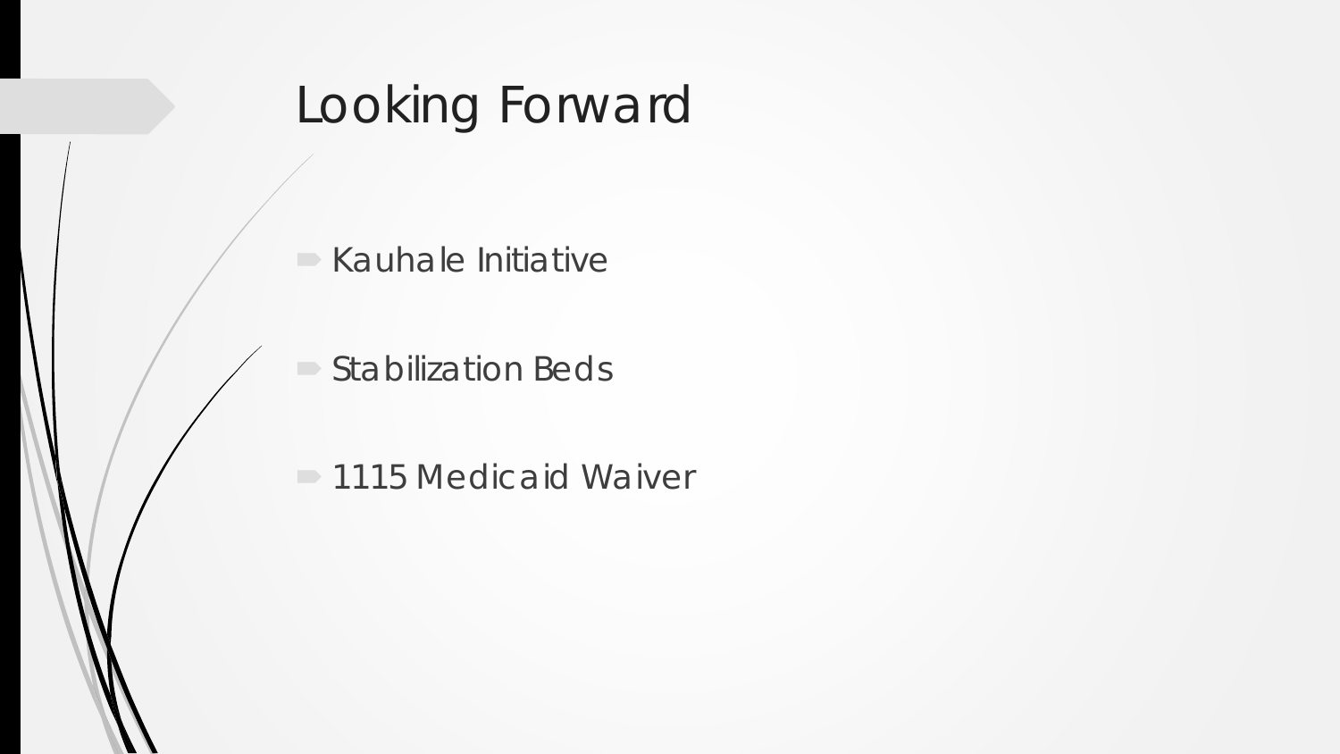# Looking Forward

- Kauhale Initiative
- Stabilization Beds
- 1115 Medicaid Waiver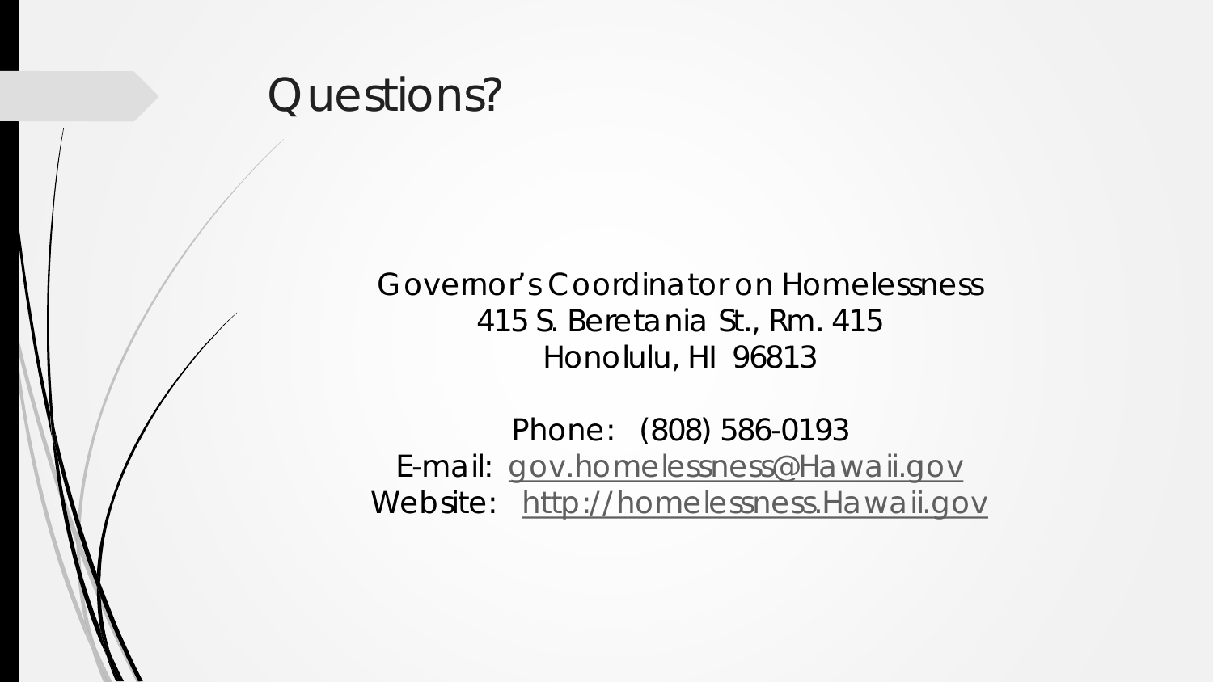# Questions?

Governor's Coordinator on Homelessness
415 S. Beretania St., Rm. 415
Honolulu, HI  96813

Phone:  (808) 586-0193
E-mail:  gov.homelessness@Hawaii.gov
Website:  http://homelessness.Hawaii.gov